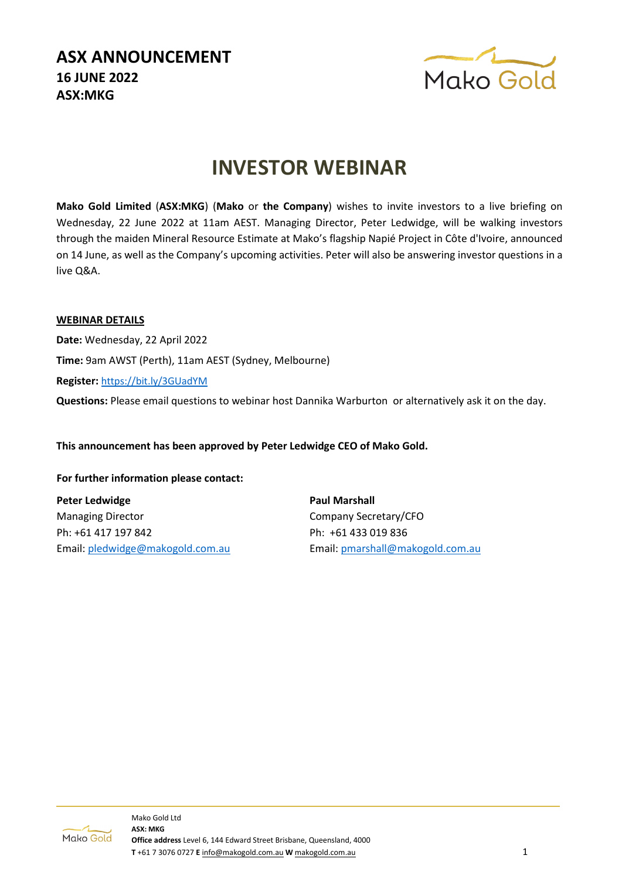# ASX ANNOUNCEMENT

**16 JUNE 2022**

**ASX:MKG**

## INVESTOR WEBINAR

**Mako Gold Limited** (**ASX:MKG**) (**Mako** or **the Company**) wishes to invite investors to a live briefing on Wednesday, 22 June 2022 at 11am AEST. Managing Director, Peter Ledwidge, will be walking investors through the maiden Mineral Resource Estimate at Mako's flagship Napié Project in Côte d'Ivoire, announced on 14 June, as well as the Company's upcoming activities. Peter will also be answering investor questions in a live Q&A.

**WEBINAR DETAILS**

**Date:** Wednesday, 22 April 2022

**Time:** 9am AWST (Perth), 11am AEST (Sydney, Melbourne)

**Register:** https://bit.ly/3GUadYM

**Questions:** Please email questions to webinar host Dannika Warburton or alternatively ask it on the day.

**This announcement has been approved by Peter Ledwidge CEO of Mako Gold.**

**For further information please contact:**

**Peter Ledwidge**
Managing Director
Ph: +61 417 197 842
Email: pledwidge@makogold.com.au

**Paul Marshall**
Company Secretary/CFO
Ph: +61 433 019 836
Email: pmarshall@makogold.com.au

Mako Gold Ltd
**ASX: MKG**
**Office address** Level 6, 144 Edward Street Brisbane, Queensland, 4000
**T** +61 7 3076 0727 **E** info@makogold.com.au **W** makogold.com.au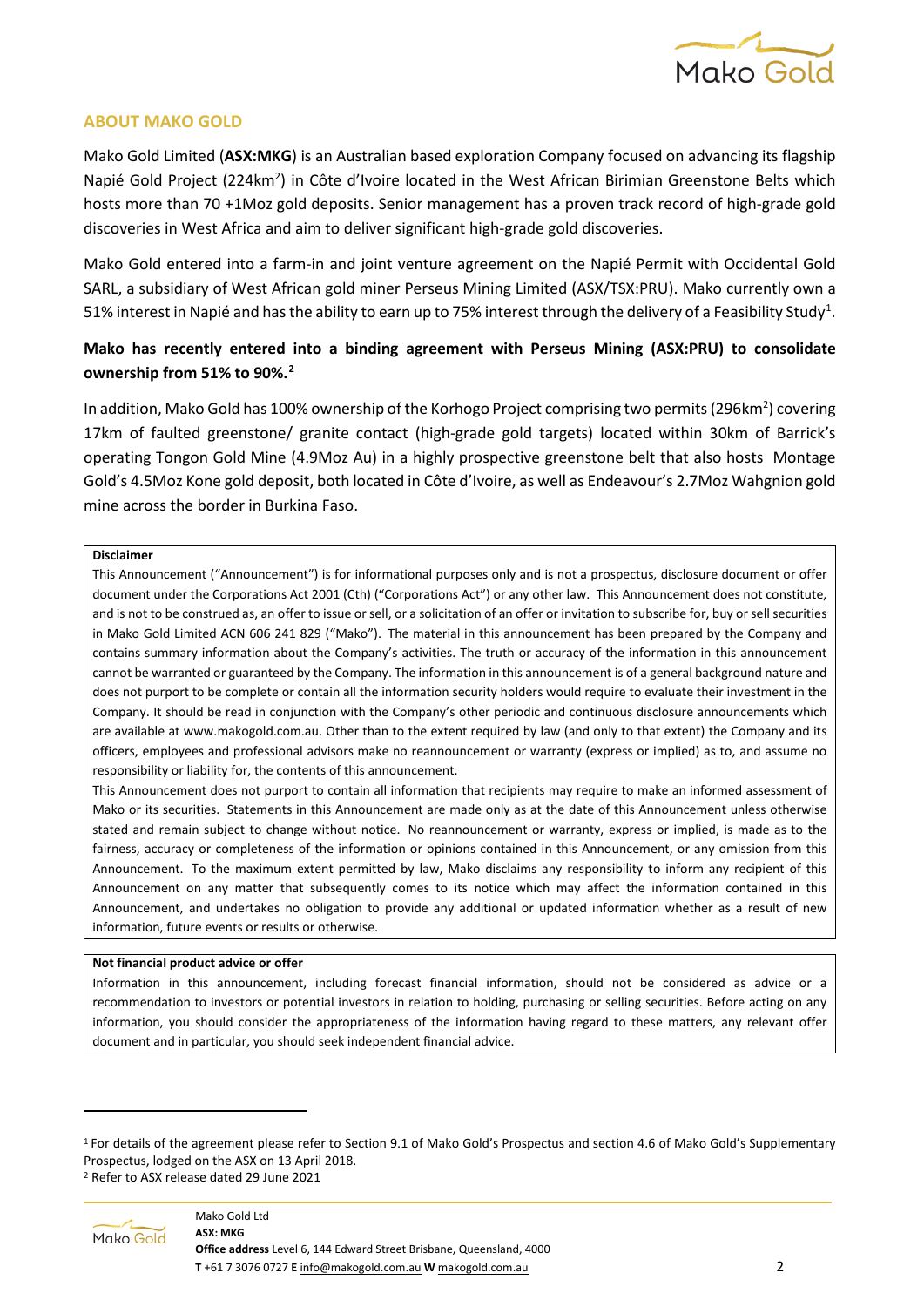## ABOUT MAKO GOLD

Mako Gold Limited (**ASX:MKG**) is an Australian based exploration Company focused on advancing its flagship Napié Gold Project (224km$^2$) in Côte d'Ivoire located in the West African Birimian Greenstone Belts which hosts more than 70 +1Moz gold deposits. Senior management has a proven track record of high-grade gold discoveries in West Africa and aim to deliver significant high-grade gold discoveries.

Mako Gold entered into a farm-in and joint venture agreement on the Napié Permit with Occidental Gold SARL, a subsidiary of West African gold miner Perseus Mining Limited (ASX/TSX:PRU). Mako currently own a 51% interest in Napié and has the ability to earn up to 75% interest through the delivery of a Feasibility Study[1].

**Mako has recently entered into a binding agreement with Perseus Mining (ASX:PRU) to consolidate ownership from 51% to 90%.[2]**

In addition, Mako Gold has 100% ownership of the Korhogo Project comprising two permits (296km$^2$) covering 17km of faulted greenstone/ granite contact (high-grade gold targets) located within 30km of Barrick's operating Tongon Gold Mine (4.9Moz Au) in a highly prospective greenstone belt that also hosts Montage Gold's 4.5Moz Kone gold deposit, both located in Côte d'Ivoire, as well as Endeavour's 2.7Moz Wahgnion gold mine across the border in Burkina Faso.

**Disclaimer**

This Announcement ("Announcement") is for informational purposes only and is not a prospectus, disclosure document or offer document under the Corporations Act 2001 (Cth) ("Corporations Act") or any other law. This Announcement does not constitute, and is not to be construed as, an offer to issue or sell, or a solicitation of an offer or invitation to subscribe for, buy or sell securities in Mako Gold Limited ACN 606 241 829 ("Mako"). The material in this announcement has been prepared by the Company and contains summary information about the Company's activities. The truth or accuracy of the information in this announcement cannot be warranted or guaranteed by the Company. The information in this announcement is of a general background nature and does not purport to be complete or contain all the information security holders would require to evaluate their investment in the Company. It should be read in conjunction with the Company's other periodic and continuous disclosure announcements which are available at www.makogold.com.au. Other than to the extent required by law (and only to that extent) the Company and its officers, employees and professional advisors make no reannouncement or warranty (express or implied) as to, and assume no responsibility or liability for, the contents of this announcement.

This Announcement does not purport to contain all information that recipients may require to make an informed assessment of Mako or its securities. Statements in this Announcement are made only as at the date of this Announcement unless otherwise stated and remain subject to change without notice. No reannouncement or warranty, express or implied, is made as to the fairness, accuracy or completeness of the information or opinions contained in this Announcement, or any omission from this Announcement. To the maximum extent permitted by law, Mako disclaims any responsibility to inform any recipient of this Announcement on any matter that subsequently comes to its notice which may affect the information contained in this Announcement, and undertakes no obligation to provide any additional or updated information whether as a result of new information, future events or results or otherwise.

**Not financial product advice or offer**

Information in this announcement, including forecast financial information, should not be considered as advice or a recommendation to investors or potential investors in relation to holding, purchasing or selling securities. Before acting on any information, you should consider the appropriateness of the information having regard to these matters, any relevant offer document and in particular, you should seek independent financial advice.

---

[1] For details of the agreement please refer to Section 9.1 of Mako Gold's Prospectus and section 4.6 of Mako Gold's Supplementary Prospectus, lodged on the ASX on 13 April 2018.

[2] Refer to ASX release dated 29 June 2021

Mako Gold Ltd
**ASX: MKG**
**Office address** Level 6, 144 Edward Street Brisbane, Queensland, 4000
**T** +61 7 3076 0727 **E** info@makogold.com.au **W** makogold.com.au